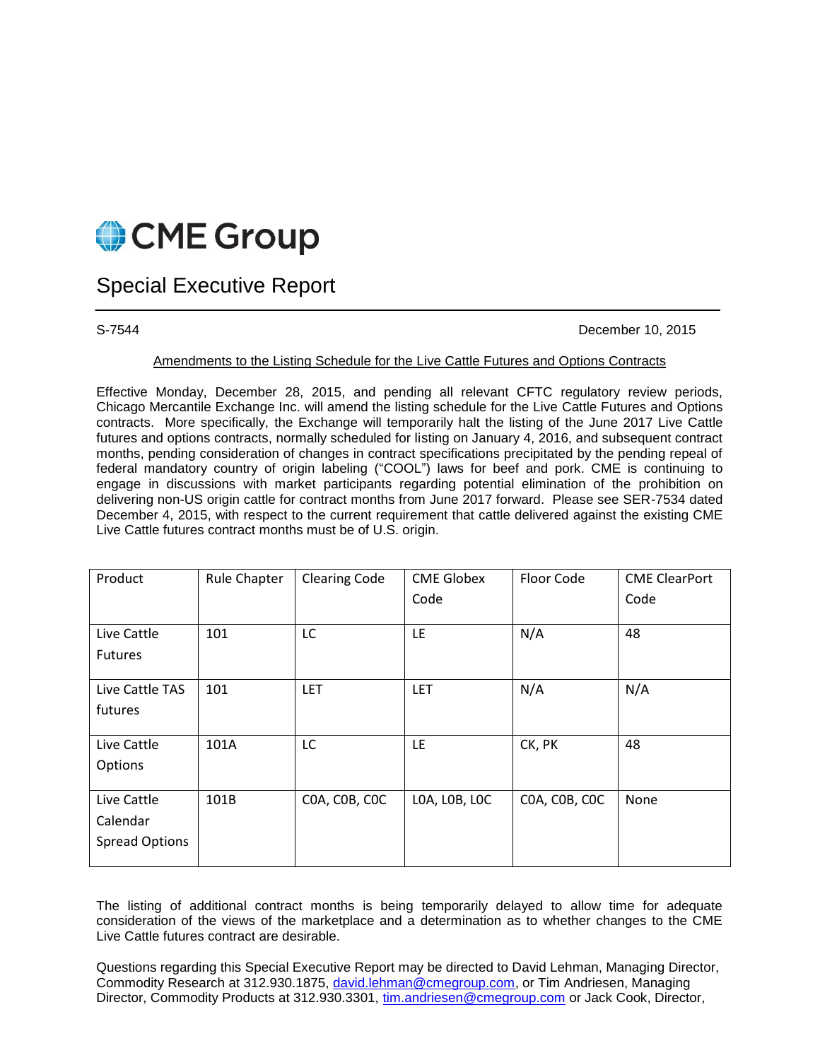# CME Group

## Special Executive Report

S-7544 December 10, 2015

### Amendments to the Listing Schedule for the Live Cattle Futures and Options Contracts

Effective Monday, December 28, 2015, and pending all relevant CFTC regulatory review periods, Chicago Mercantile Exchange Inc. will amend the listing schedule for the Live Cattle Futures and Options contracts. More specifically, the Exchange will temporarily halt the listing of the June 2017 Live Cattle futures and options contracts, normally scheduled for listing on January 4, 2016, and subsequent contract months, pending consideration of changes in contract specifications precipitated by the pending repeal of federal mandatory country of origin labeling ("COOL") laws for beef and pork. CME is continuing to engage in discussions with market participants regarding potential elimination of the prohibition on delivering non-US origin cattle for contract months from June 2017 forward. Please see SER-7534 dated December 4, 2015, with respect to the current requirement that cattle delivered against the existing CME Live Cattle futures contract months must be of U.S. origin.

| Product | Rule Chapter | Clearing Code | CME Globex Code | Floor Code | CME ClearPort Code |
|---|---|---|---|---|---|
| Live Cattle Futures | 101 | LC | LE | N/A | 48 |
| Live Cattle TAS futures | 101 | LET | LET | N/A | N/A |
| Live Cattle Options | 101A | LC | LE | CK, PK | 48 |
| Live Cattle Calendar Spread Options | 101B | C0A, C0B, C0C | L0A, L0B, L0C | C0A, C0B, C0C | None |

The listing of additional contract months is being temporarily delayed to allow time for adequate consideration of the views of the marketplace and a determination as to whether changes to the CME Live Cattle futures contract are desirable.

Questions regarding this Special Executive Report may be directed to David Lehman, Managing Director, Commodity Research at 312.930.1875, david.lehman@cmegroup.com, or Tim Andriesen, Managing Director, Commodity Products at 312.930.3301, tim.andriesen@cmegroup.com or Jack Cook, Director,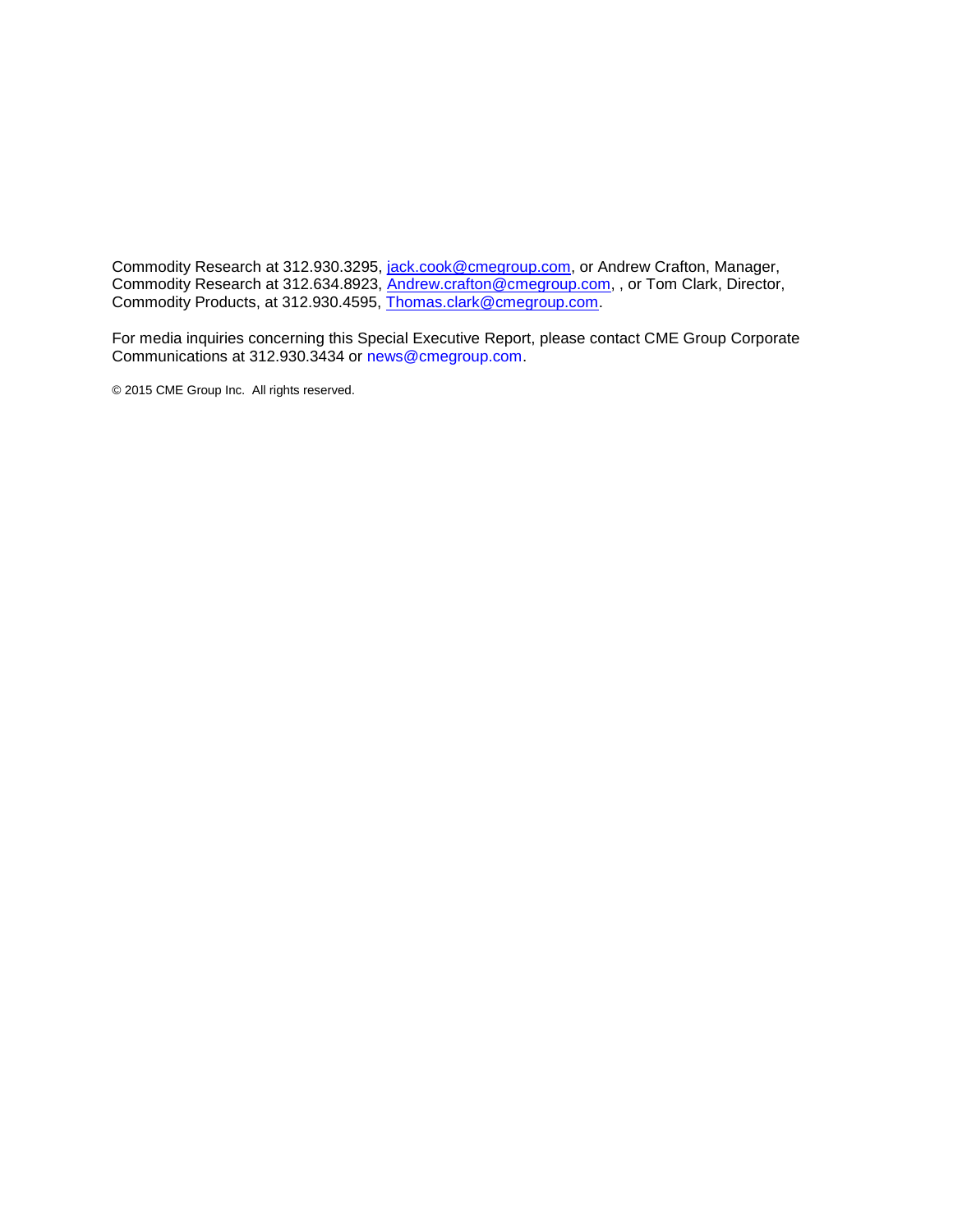Commodity Research at 312.930.3295, jack.cook@cmegroup.com, or Andrew Crafton, Manager, Commodity Research at 312.634.8923, Andrew.crafton@cmegroup.com, , or Tom Clark, Director, Commodity Products, at 312.930.4595, Thomas.clark@cmegroup.com.

For media inquiries concerning this Special Executive Report, please contact CME Group Corporate Communications at 312.930.3434 or news@cmegroup.com.

© 2015 CME Group Inc. All rights reserved.